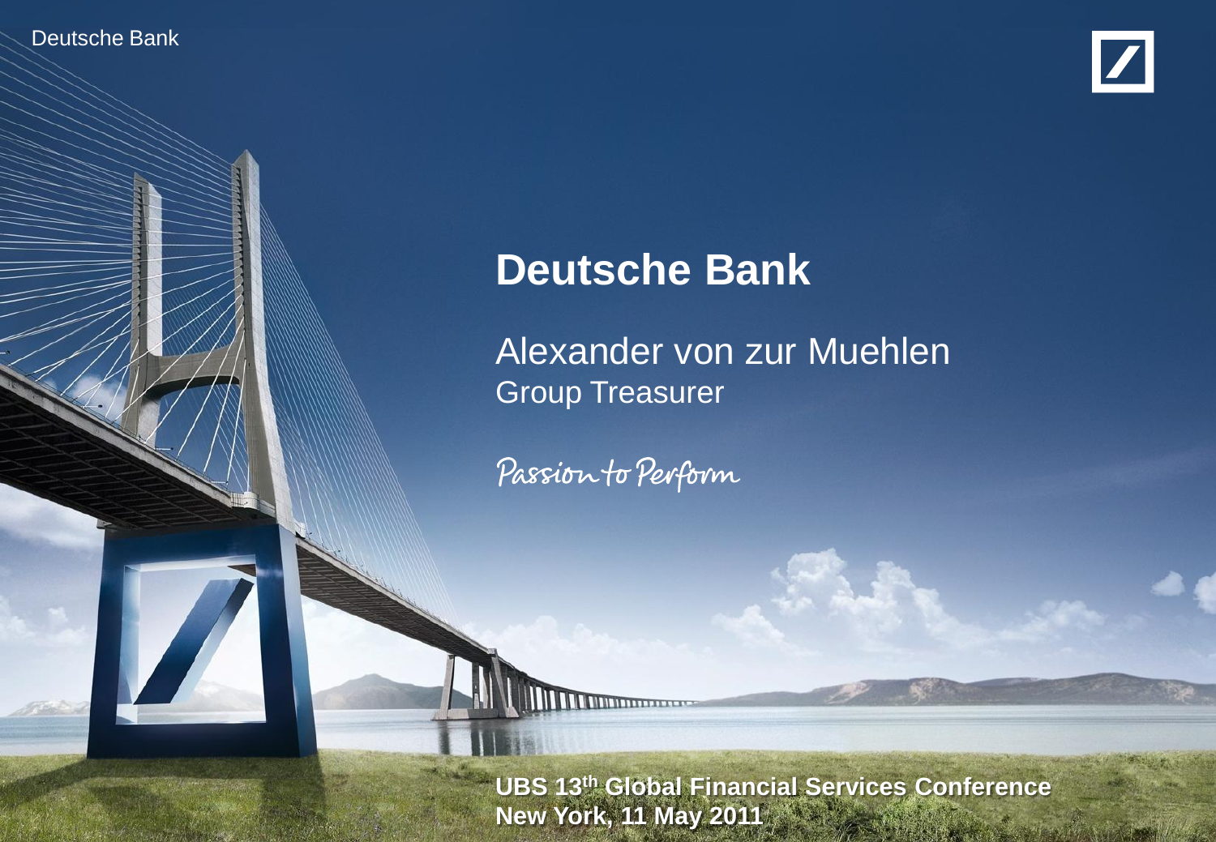# Deutsche Bank

Alexander von zur Muehlen
Group Treasurer

Passion to Perform

**UBS 13th Global Financial Services Conference**
**New York, 11 May 2011**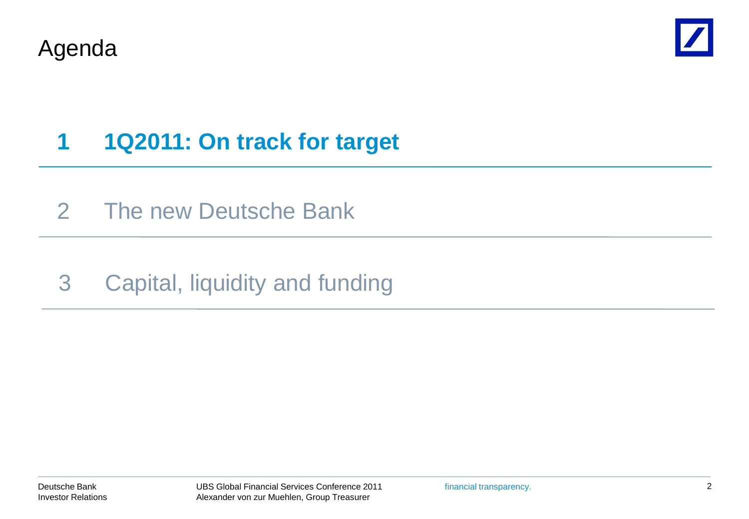# Agenda

1. **1Q2011: On track for target**
2. The new Deutsche Bank
3. Capital, liquidity and funding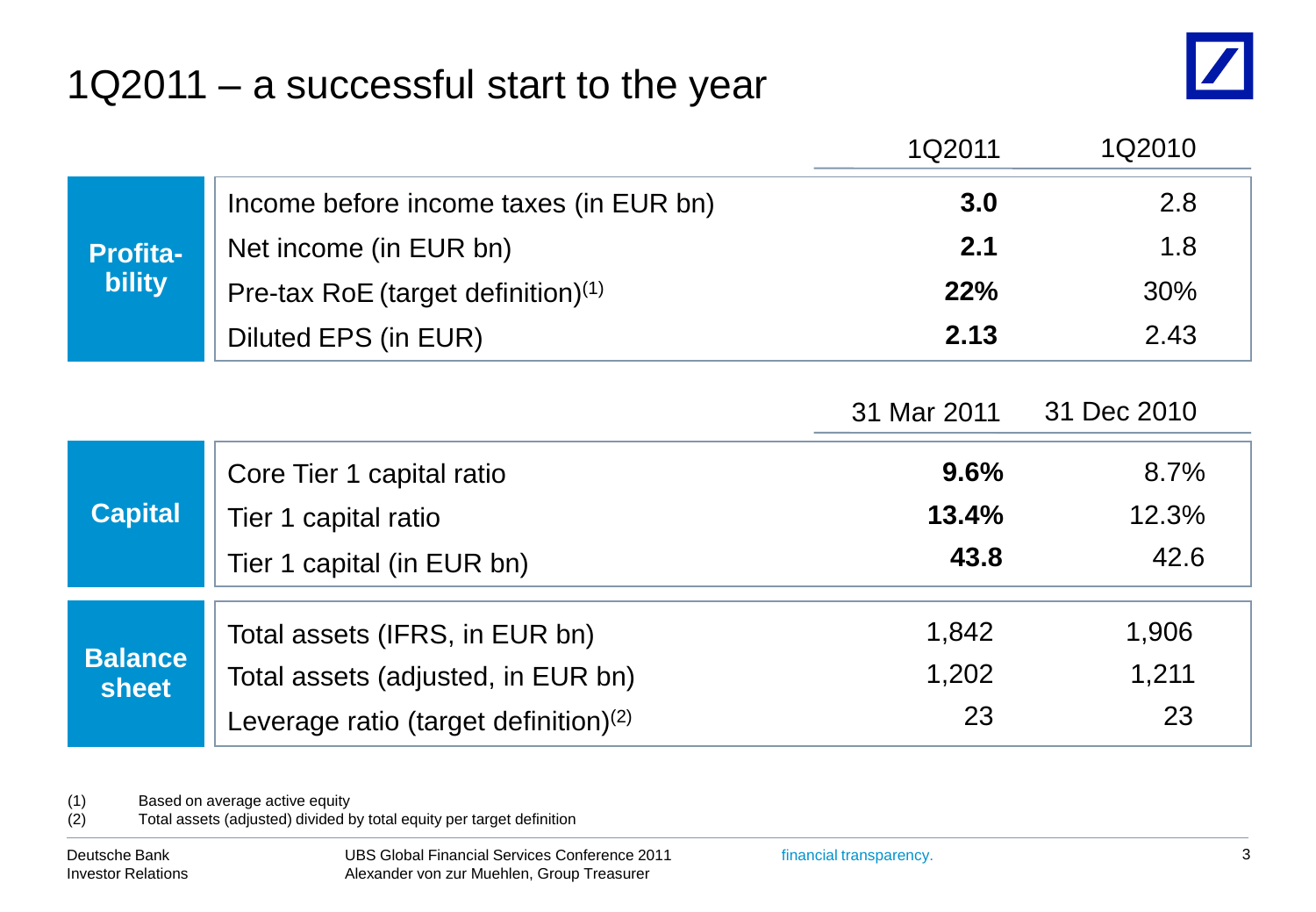# 1Q2011 – a successful start to the year

| | | 1Q2011 | 1Q2010 |
|---|---|---|---|
| **Profitability** | Income before income taxes (in EUR bn) | **3.0** | 2.8 |
| | Net income (in EUR bn) | **2.1** | 1.8 |
| | Pre-tax RoE (target definition)(1) | **22%** | 30% |
| | Diluted EPS (in EUR) | **2.13** | 2.43 |

| | | 31 Mar 2011 | 31 Dec 2010 |
|---|---|---|---|
| **Capital** | Core Tier 1 capital ratio | **9.6%** | 8.7% |
| | Tier 1 capital ratio | **13.4%** | 12.3% |
| | Tier 1 capital (in EUR bn) | **43.8** | 42.6 |
| **Balance sheet** | Total assets (IFRS, in EUR bn) | 1,842 | 1,906 |
| | Total assets (adjusted, in EUR bn) | 1,202 | 1,211 |
| | Leverage ratio (target definition)(2) | 23 | 23 |

(1) Based on average active equity
(2) Total assets (adjusted) divided by total equity per target definition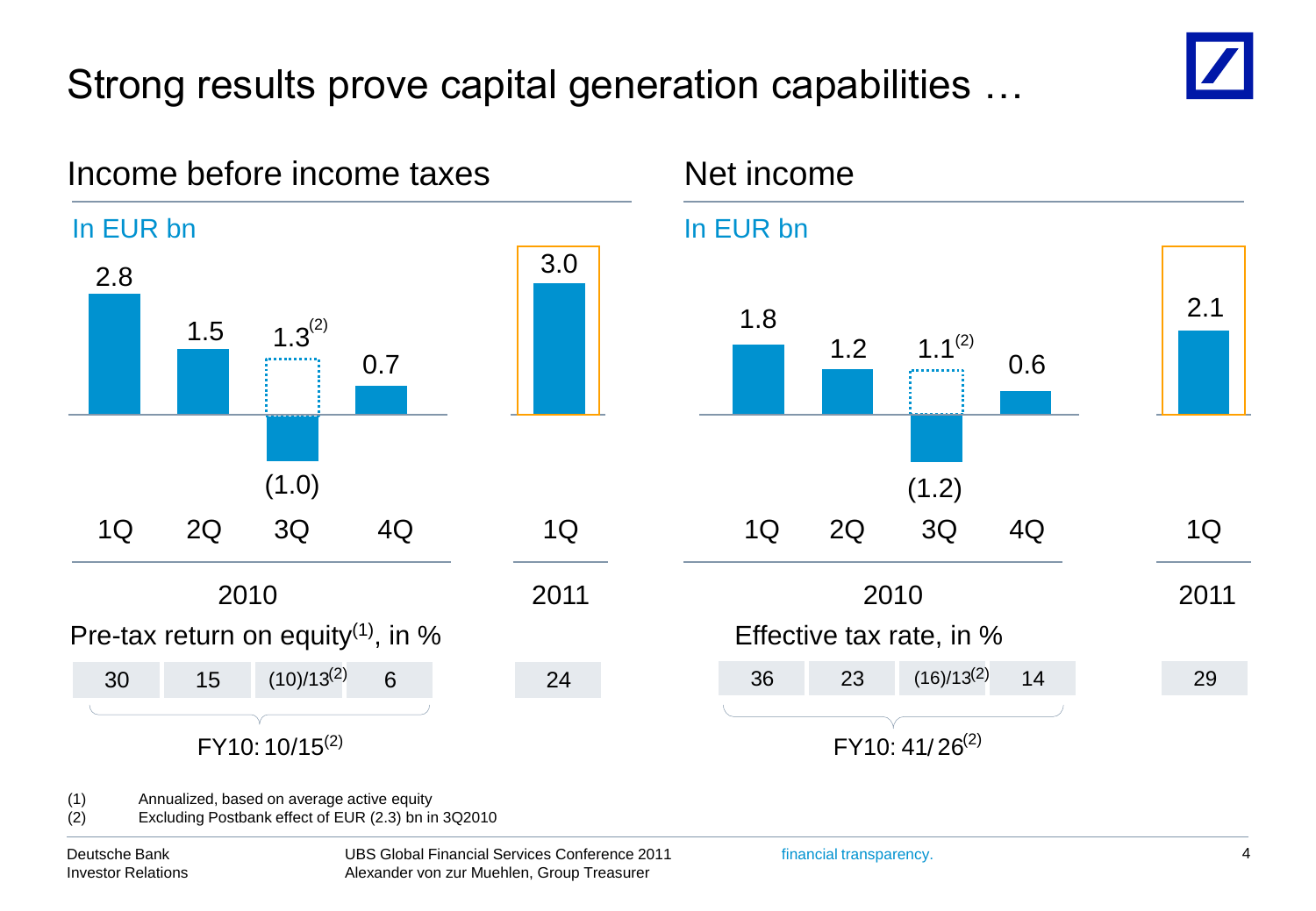# Strong results prove capital generation capabilities …

## Income before income taxes

In EUR bn

| | 1Q 2010 | 2Q 2010 | 3Q 2010 | 4Q 2010 | 1Q 2011 |
|---|---|---|---|---|---|
| Income before income taxes | 2.8 | 1.5 | (1.0) / 1.3[2] | 0.7 | 3.0 |
| Pre-tax return on equity[1], in % | 30 | 15 | (10)/13[2] | 6 | 24 |

FY10: 10/15[2]

## Net income

In EUR bn

| | 1Q 2010 | 2Q 2010 | 3Q 2010 | 4Q 2010 | 1Q 2011 |
|---|---|---|---|---|---|
| Net income | 1.8 | 1.2 | (1.2) / 1.1[2] | 0.6 | 2.1 |
| Effective tax rate, in % | 36 | 23 | (16)/13[2] | 14 | 29 |

FY10: 41/26[2]

(1) Annualized, based on average active equity

(2) Excluding Postbank effect of EUR (2.3) bn in 3Q2010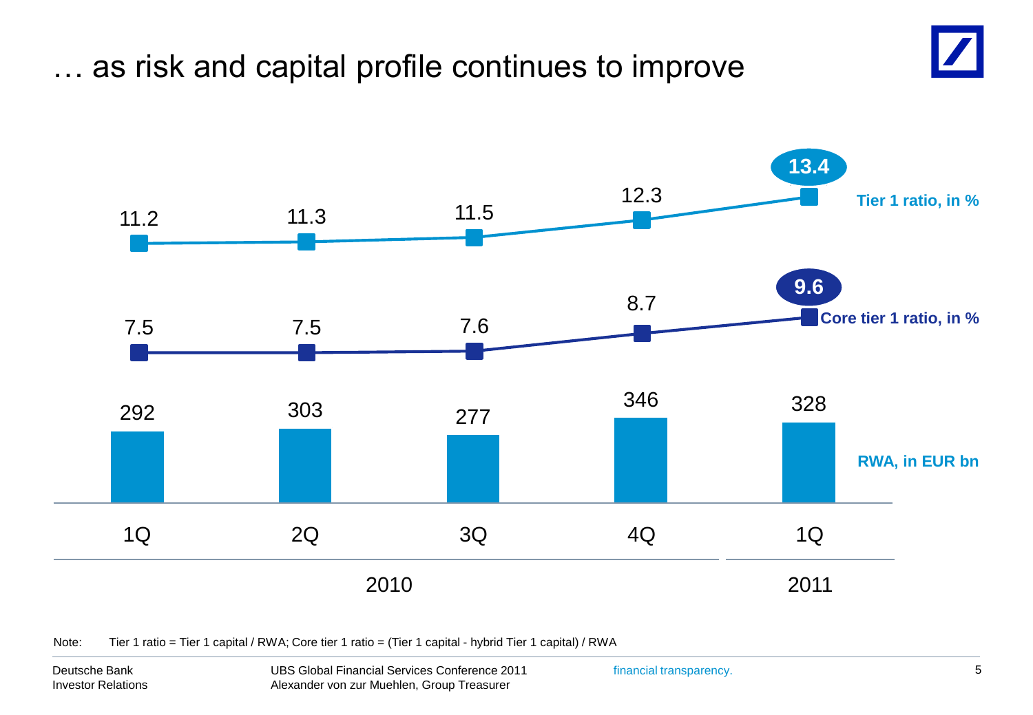# … as risk and capital profile continues to improve

| | 1Q 2010 | 2Q 2010 | 3Q 2010 | 4Q 2010 | 1Q 2011 |
|---|---|---|---|---|---|
| Tier 1 ratio, in % | 11.2 | 11.3 | 11.5 | 12.3 | 13.4 |
| Core tier 1 ratio, in % | 7.5 | 7.5 | 7.6 | 8.7 | 9.6 |
| RWA, in EUR bn | 292 | 303 | 277 | 346 | 328 |

Note: Tier 1 ratio = Tier 1 capital / RWA; Core tier 1 ratio = (Tier 1 capital - hybrid Tier 1 capital) / RWA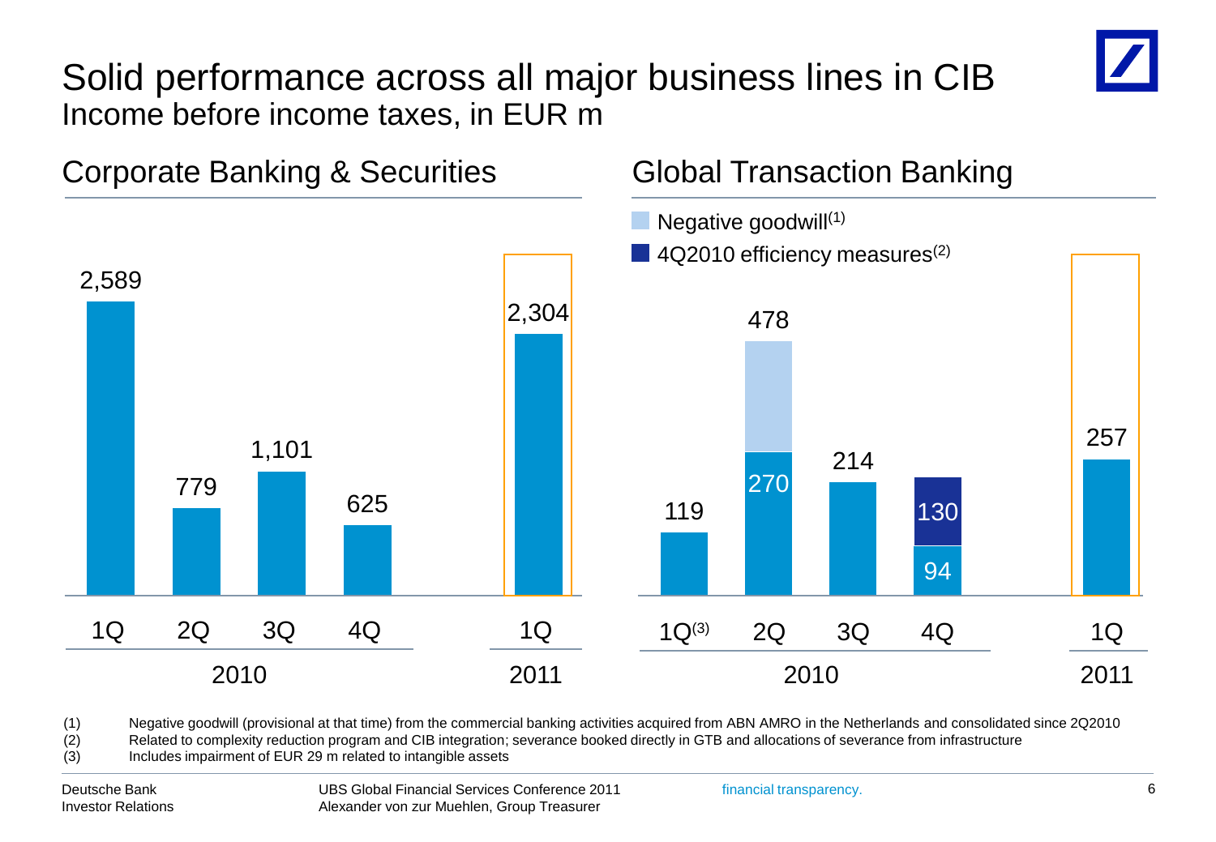# Solid performance across all major business lines in CIB

Income before income taxes, in EUR m

## Corporate Banking & Securities

| | 1Q 2010 | 2Q 2010 | 3Q 2010 | 4Q 2010 | 1Q 2011 |
|---|---|---|---|---|---|
| Income before income taxes | 2,589 | 779 | 1,101 | 625 | 2,304 |

## Global Transaction Banking

| | 1Q 2010[3] | 2Q 2010 | 3Q 2010 | 4Q 2010 | 1Q 2011 |
|---|---|---|---|---|---|
| Income before income taxes | 119 | 270 | 214 | 94 | 257 |
| Negative goodwill[1] | | 208 | | | |
| 4Q2010 efficiency measures[2] | | | | 130 | |
| Total | 119 | 478 | 214 | | 257 |

(1) Negative goodwill (provisional at that time) from the commercial banking activities acquired from ABN AMRO in the Netherlands and consolidated since 2Q2010

(2) Related to complexity reduction program and CIB integration; severance booked directly in GTB and allocations of severance from infrastructure

(3) Includes impairment of EUR 29 m related to intangible assets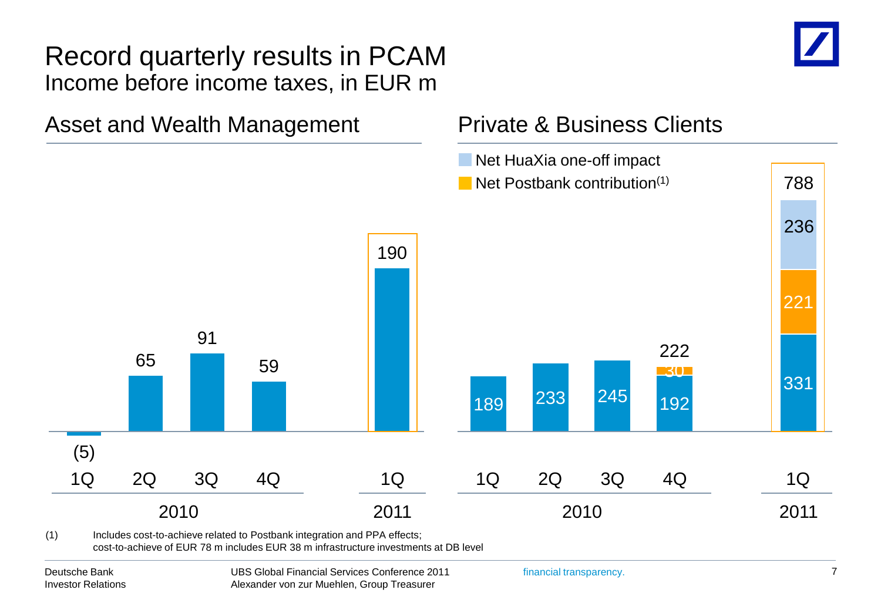# Record quarterly results in PCAM

Income before income taxes, in EUR m

## Asset and Wealth Management

| | 1Q 2010 | 2Q 2010 | 3Q 2010 | 4Q 2010 | 1Q 2011 |
|---|---|---|---|---|---|
| Income before income taxes | (5) | 65 | 91 | 59 | 190 |

## Private & Business Clients

| | 1Q 2010 | 2Q 2010 | 3Q 2010 | 4Q 2010 | 1Q 2011 |
|---|---|---|---|---|---|
| Income before income taxes (excl. Postbank / HuaXia) | 189 | 233 | 245 | 192 | 331 |
| Net Postbank contribution[1] | | | | 30 | 221 |
| Net HuaXia one-off impact | | | | | 236 |
| Total | 189 | 233 | 245 | 222 | 788 |

(1) Includes cost-to-achieve related to Postbank integration and PPA effects; cost-to-achieve of EUR 78 m includes EUR 38 m infrastructure investments at DB level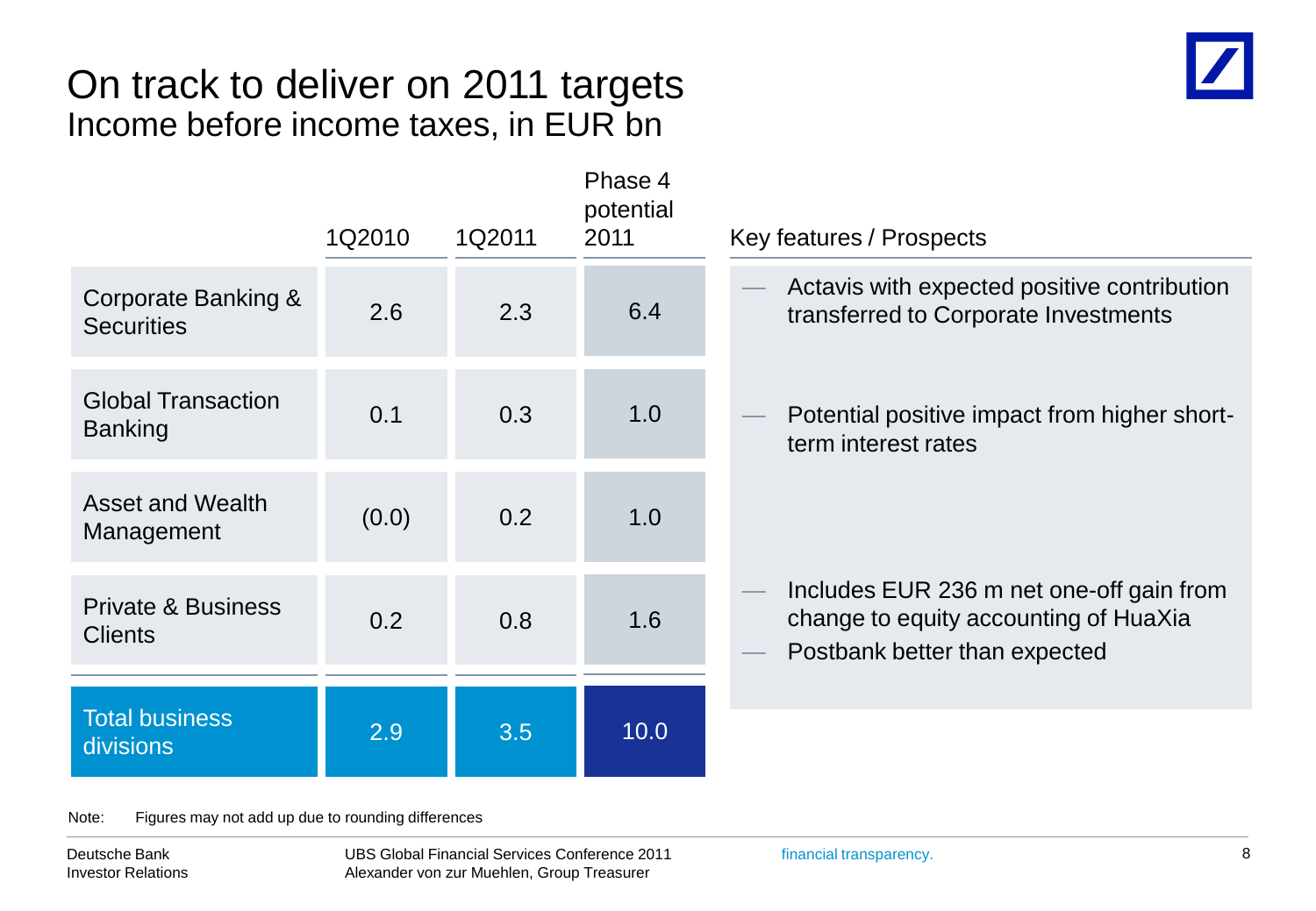# On track to deliver on 2011 targets

## Income before income taxes, in EUR bn

| | 1Q2010 | 1Q2011 | Phase 4 potential 2011 | Key features / Prospects |
|---|---|---|---|---|
| Corporate Banking & Securities | 2.6 | 2.3 | 6.4 | — Actavis with expected positive contribution transferred to Corporate Investments |
| Global Transaction Banking | 0.1 | 0.3 | 1.0 | — Potential positive impact from higher short-term interest rates |
| Asset and Wealth Management | (0.0) | 0.2 | 1.0 | |
| Private & Business Clients | 0.2 | 0.8 | 1.6 | — Includes EUR 236 m net one-off gain from change to equity accounting of HuaXia<br>— Postbank better than expected |
| Total business divisions | 2.9 | 3.5 | 10.0 | |

Note: Figures may not add up due to rounding differences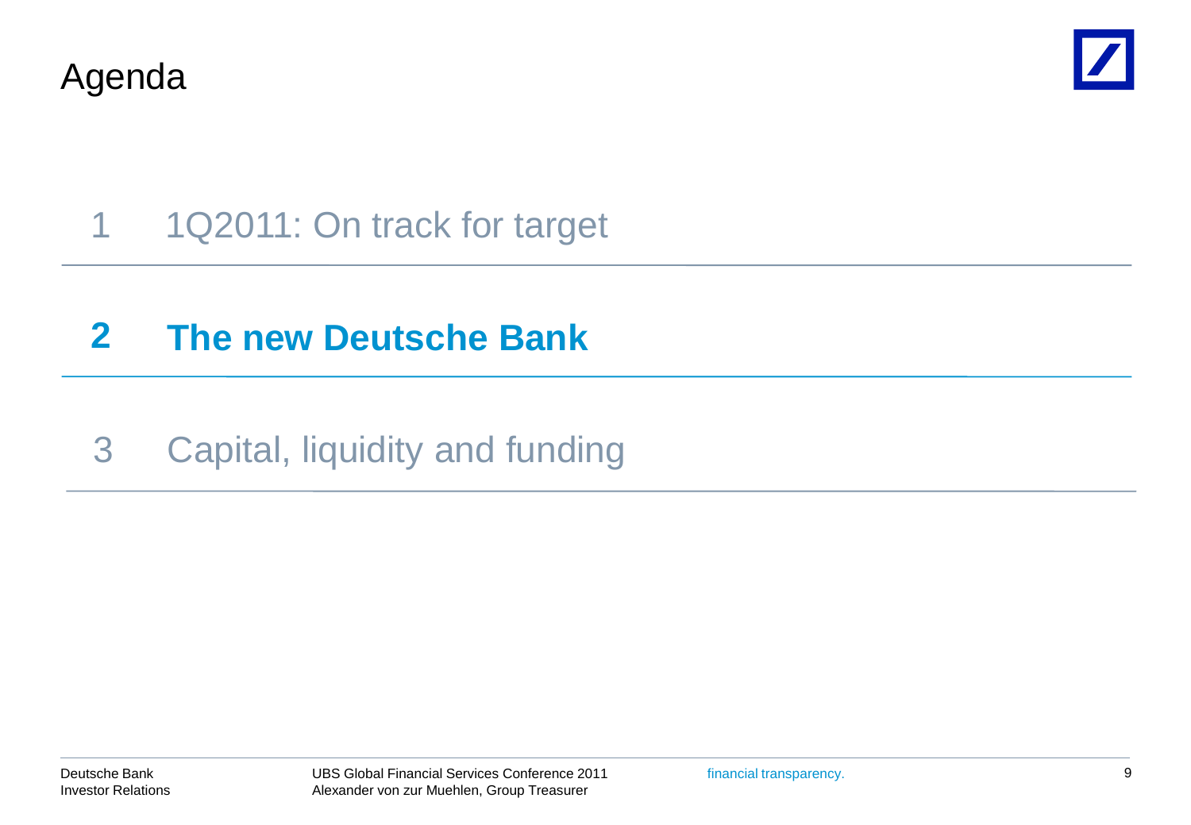# Agenda

1 1Q2011: On track for target

**2 The new Deutsche Bank**

3 Capital, liquidity and funding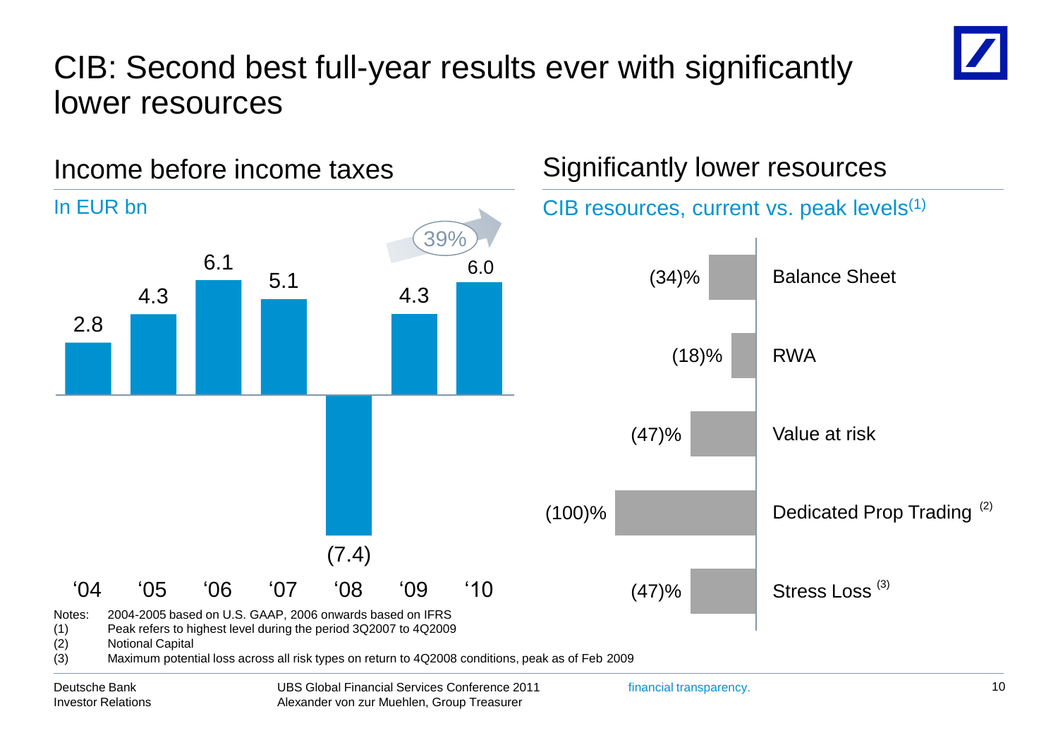# CIB: Second best full-year results ever with significantly lower resources

## Income before income taxes

In EUR bn

| | '04 | '05 | '06 | '07 | '08 | '09 | '10 |
|---|---|---|---|---|---|---|---|
| Income before income taxes | 2.8 | 4.3 | 6.1 | 5.1 | (7.4) | 4.3 | 6.0 |

39% ('09 to '10)

## Significantly lower resources

CIB resources, current vs. peak levels[1]

| Resource | Change |
|---|---|
| Balance Sheet | (34)% |
| RWA | (18)% |
| Value at risk | (47)% |
| Dedicated Prop Trading[2] | (100)% |
| Stress Loss[3] | (47)% |

Notes: 2004-2005 based on U.S. GAAP, 2006 onwards based on IFRS
(1) Peak refers to highest level during the period 3Q2007 to 4Q2009
(2) Notional Capital
(3) Maximum potential loss across all risk types on return to 4Q2008 conditions, peak as of Feb 2009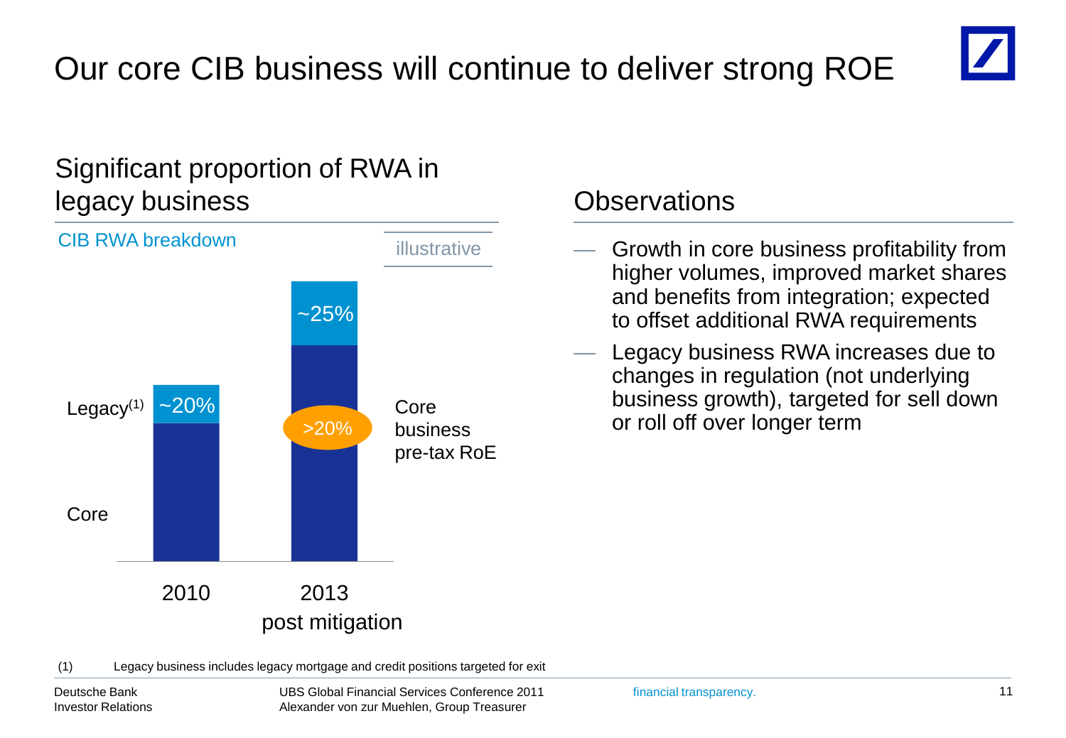# Our core CIB business will continue to deliver strong ROE

## Significant proportion of RWA in legacy business

CIB RWA breakdown

illustrative

| | 2010 | 2013 post mitigation |
|---|---|---|
| Legacy[1] | ~20% | ~25% |
| Core | | |

Core business pre-tax RoE: >20%

## Observations

- Growth in core business profitability from higher volumes, improved market shares and benefits from integration; expected to offset additional RWA requirements
- Legacy business RWA increases due to changes in regulation (not underlying business growth), targeted for sell down or roll off over longer term

(1) Legacy business includes legacy mortgage and credit positions targeted for exit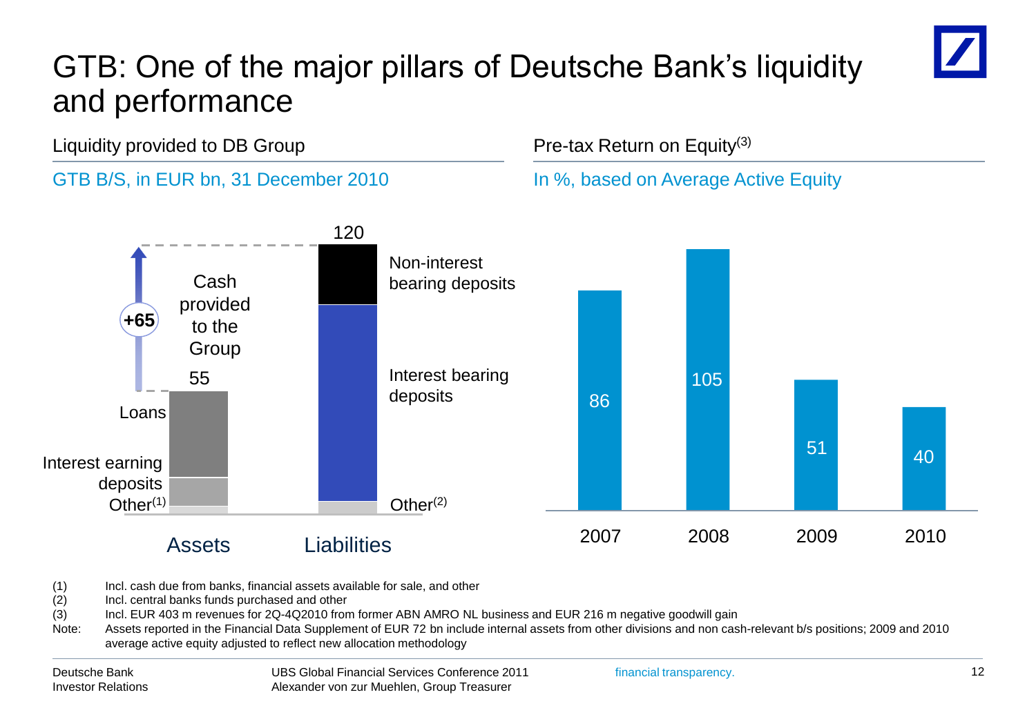# GTB: One of the major pillars of Deutsche Bank's liquidity and performance

## Liquidity provided to DB Group

GTB B/S, in EUR bn, 31 December 2010

| | Assets | Liabilities |
|---|---|---|
| Total | 55 | 120 |
| Components | Loans; Interest earning deposits; Other[1] | Non-interest bearing deposits; Interest bearing deposits; Other[2] |

Cash provided to the Group: +65

## Pre-tax Return on Equity[3]

In %, based on Average Active Equity

| 2007 | 2008 | 2009 | 2010 |
|---|---|---|---|
| 86 | 105 | 51 | 40 |

(1) Incl. cash due from banks, financial assets available for sale, and other
(2) Incl. central banks funds purchased and other
(3) Incl. EUR 403 m revenues for 2Q-4Q2010 from former ABN AMRO NL business and EUR 216 m negative goodwill gain
Note: Assets reported in the Financial Data Supplement of EUR 72 bn include internal assets from other divisions and non cash-relevant b/s positions; 2009 and 2010 average active equity adjusted to reflect new allocation methodology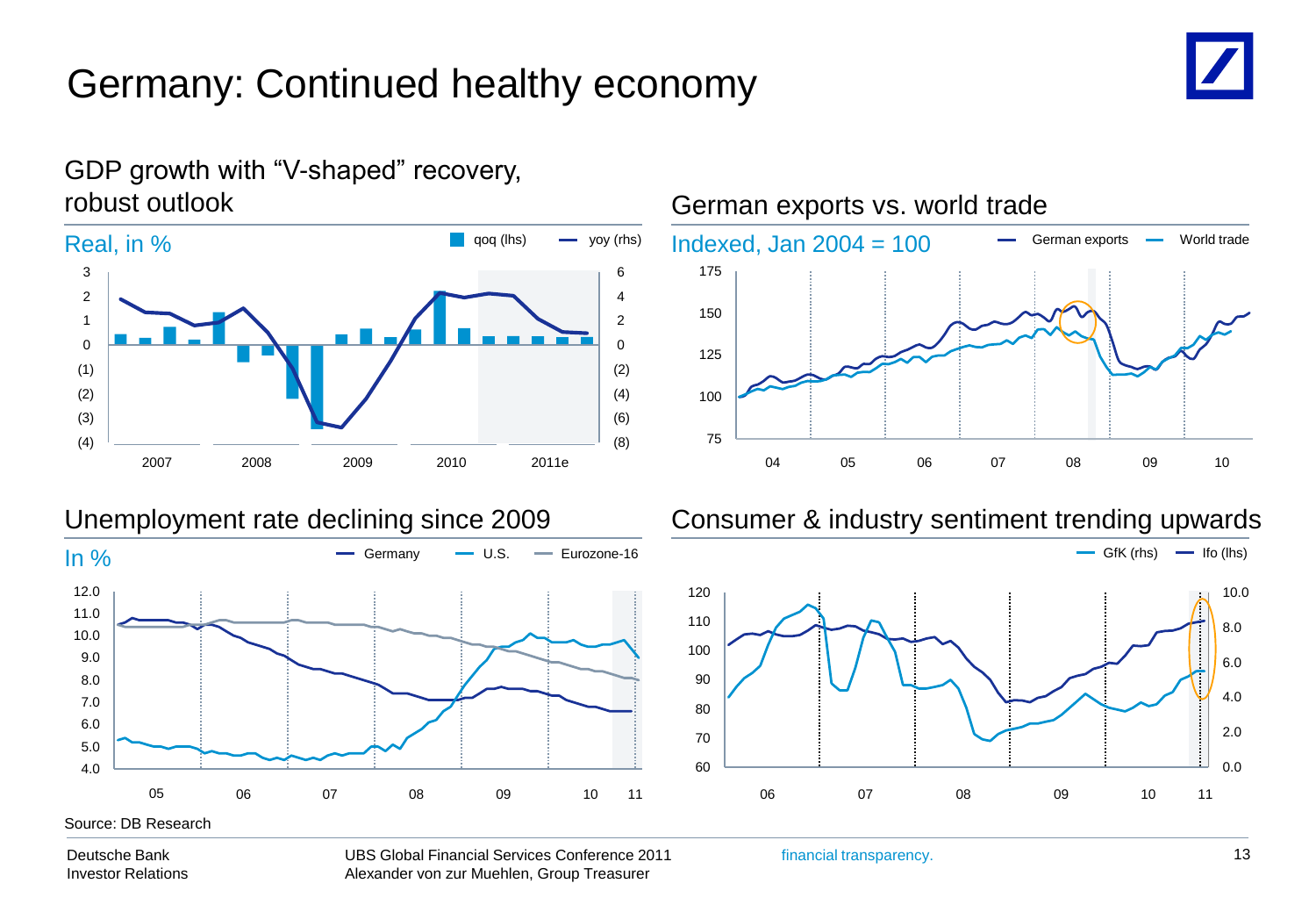# Germany: Continued healthy economy

## GDP growth with "V-shaped" recovery, robust outlook

Real, in %

qoq (lhs) — yoy (rhs)

## German exports vs. world trade

Indexed, Jan 2004 = 100

German exports — World trade

## Unemployment rate declining since 2009

In %

Germany — U.S. — Eurozone-16

## Consumer & industry sentiment trending upwards

GfK (rhs) — Ifo (lhs)

Source: DB Research

Deutsche Bank
Investor Relations

UBS Global Financial Services Conference 2011
Alexander von zur Muehlen, Group Treasurer

financial transparency.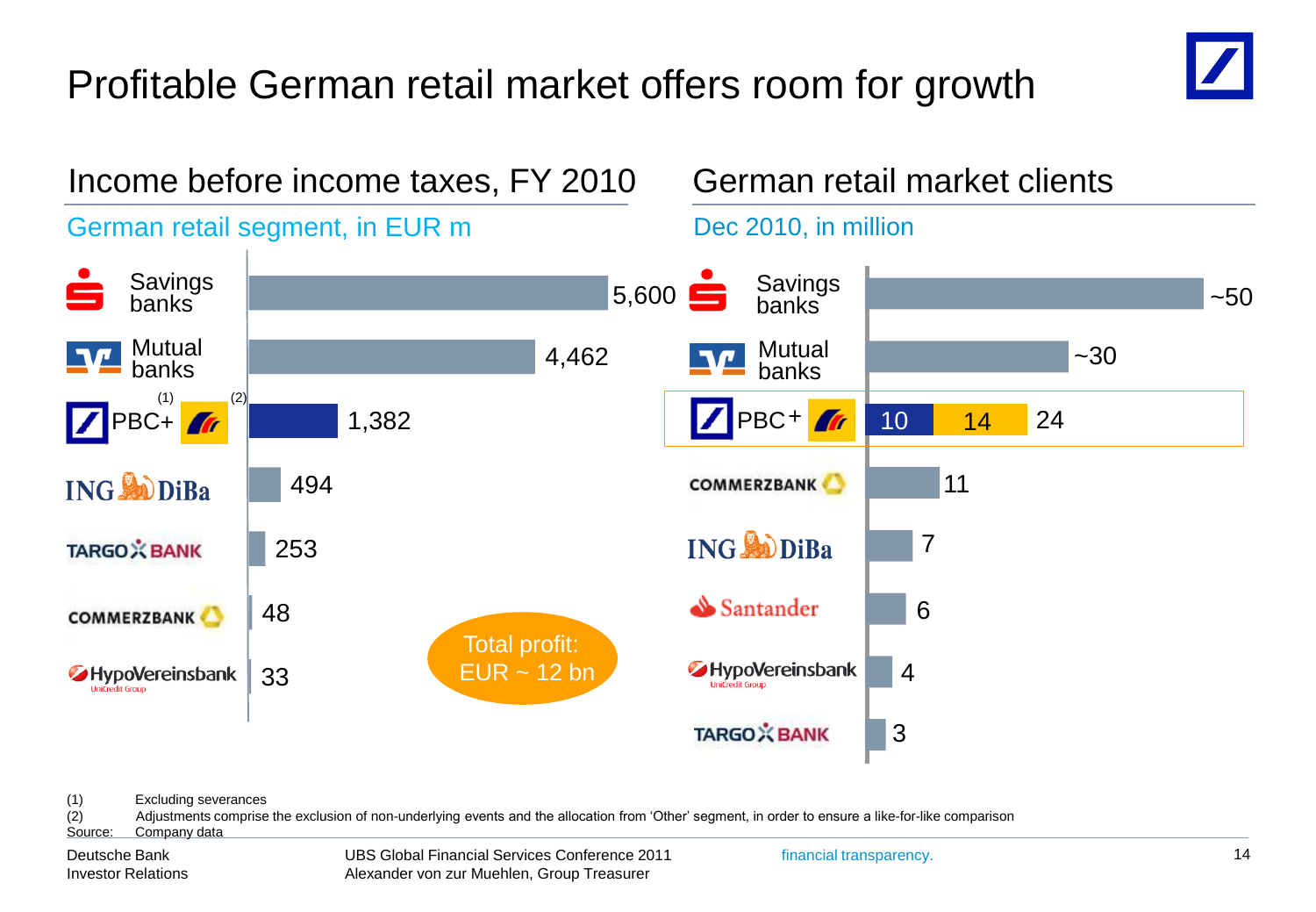# Profitable German retail market offers room for growth

## Income before income taxes, FY 2010

German retail segment, in EUR m

| Bank | Income before income taxes |
|---|---|
| Savings banks | 5,600 |
| Mutual banks | 4,462 |
| PBC+[1] Postbank[2] | 1,382 |
| ING DiBa | 494 |
| TARGOBANK | 253 |
| COMMERZBANK | 48 |
| HypoVereinsbank (UniCredit Group) | 33 |

Total profit: EUR ~ 12 bn

## German retail market clients

Dec 2010, in million

| Bank | Clients |
|---|---|
| Savings banks | ~50 |
| Mutual banks | ~30 |
| PBC + Postbank | 24 (10 + 14) |
| COMMERZBANK | 11 |
| ING DiBa | 7 |
| Santander | 6 |
| HypoVereinsbank (UniCredit Group) | 4 |
| TARGOBANK | 3 |

(1) Excluding severances
(2) Adjustments comprise the exclusion of non-underlying events and the allocation from 'Other' segment, in order to ensure a like-for-like comparison
Source: Company data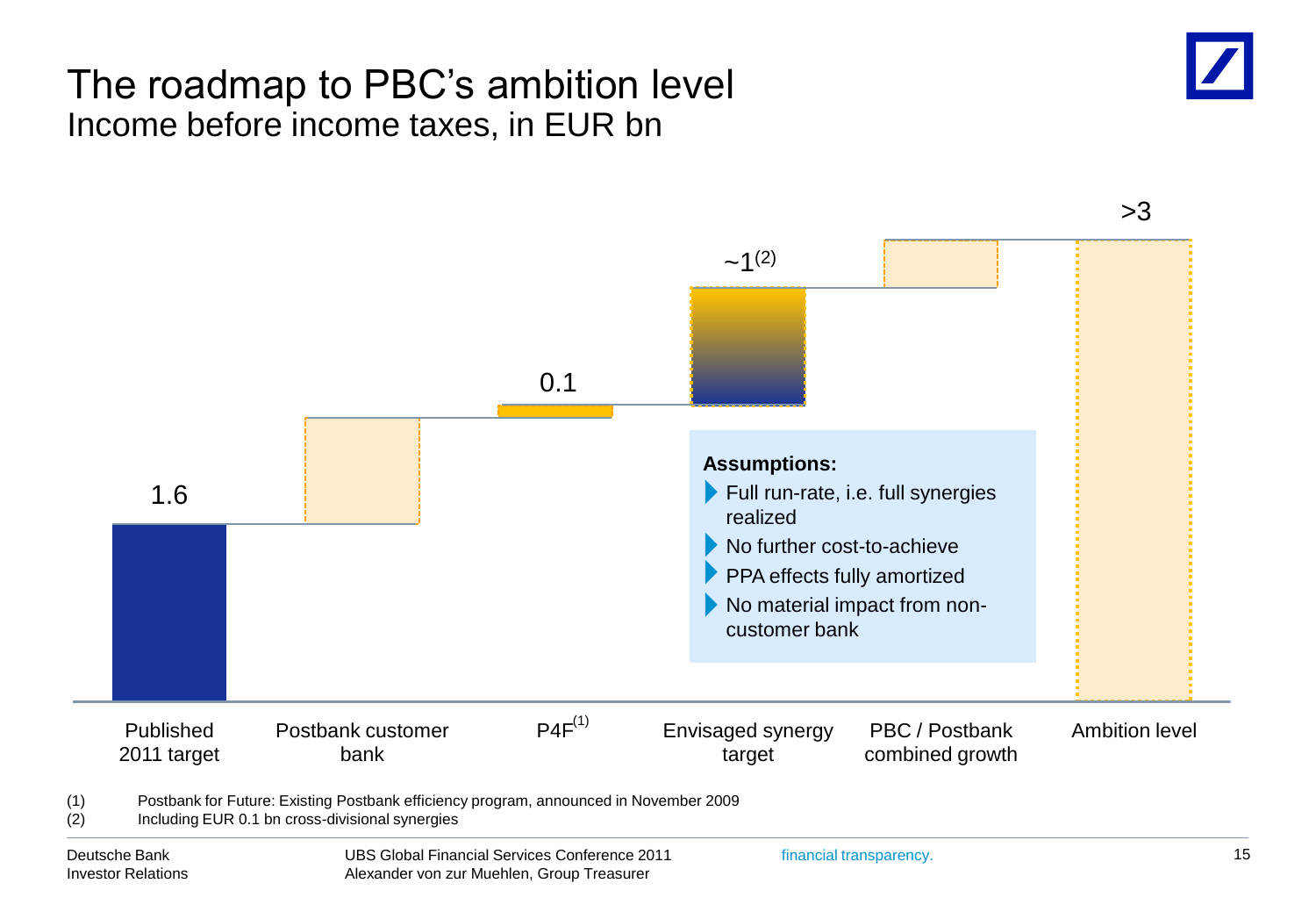# The roadmap to PBC's ambition level

## Income before income taxes, in EUR bn

| Published 2011 target | Postbank customer bank | P4F[1] | Envisaged synergy target | PBC / Postbank combined growth | Ambition level |
|---|---|---|---|---|---|
| 1.6 | | 0.1 | ~1[2] | | >3 |

**Assumptions:**

- Full run-rate, i.e. full synergies realized
- No further cost-to-achieve
- PPA effects fully amortized
- No material impact from non-customer bank

(1) Postbank for Future: Existing Postbank efficiency program, announced in November 2009

(2) Including EUR 0.1 bn cross-divisional synergies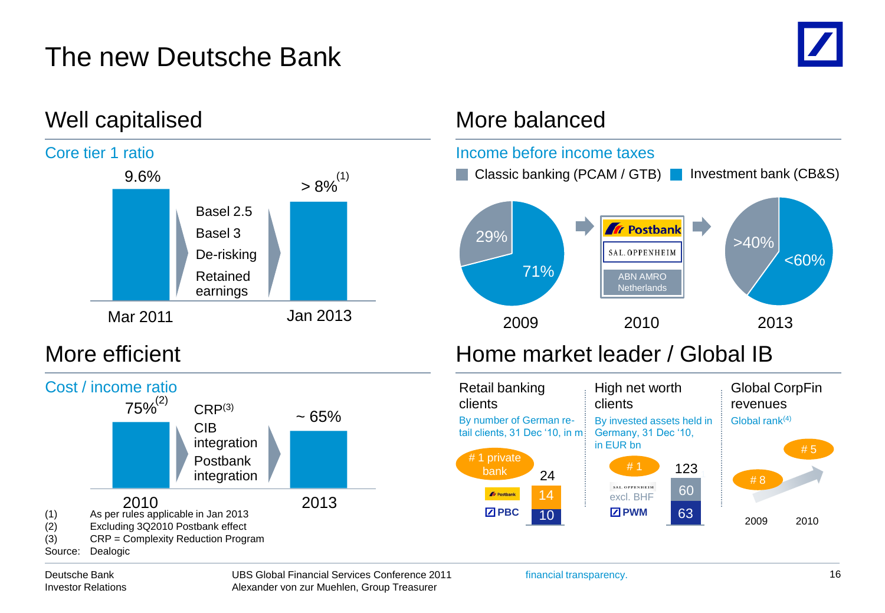# The new Deutsche Bank

## Well capitalised

### Core tier 1 ratio

| Mar 2011 | | Jan 2013 |
|---|---|---|
| 9.6% | Basel 2.5<br>Basel 3<br>De-risking<br>Retained earnings | > 8%(1) |

## More balanced

### Income before income taxes

Classic banking (PCAM / GTB) | Investment bank (CB&S)

| | 2009 | 2010 | 2013 |
|---|---|---|---|
| Classic banking (PCAM / GTB) | 29% | Postbank<br>SAL. OPPENHEIM<br>ABN AMRO Netherlands | >40% |
| Investment bank (CB&S) | 71% | | <60% |

## More efficient

### Cost / income ratio

| 2010 | | 2013 |
|---|---|---|
| 75%(2) | CRP(3)<br>CIB integration<br>Postbank integration | ~ 65% |

## Home market leader / Global IB

**Retail banking clients**

By number of German retail clients, 31 Dec '10, in m

# 1 private bank

| | |
|---|---|
| Postbank | 14 |
| PBC | 10 |
| Total | 24 |

**High net worth clients**

By invested assets held in Germany, 31 Dec '10, in EUR bn

# 1

| | |
|---|---|
| SAL. OPPENHEIM excl. BHF | 60 |
| PWM | 63 |
| Total | 123 |

**Global CorpFin revenues**

Global rank(4)

| 2009 | 2010 |
|---|---|
| # 8 | # 5 |

(1) As per rules applicable in Jan 2013
(2) Excluding 3Q2010 Postbank effect
(3) CRP = Complexity Reduction Program
Source: Dealogic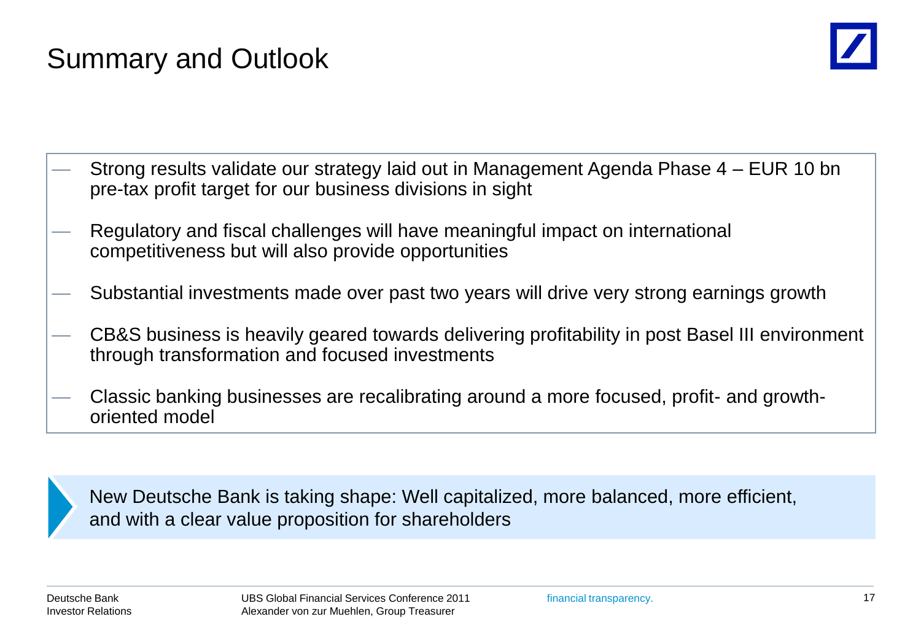# Summary and Outlook

- Strong results validate our strategy laid out in Management Agenda Phase 4 – EUR 10 bn pre-tax profit target for our business divisions in sight
- Regulatory and fiscal challenges will have meaningful impact on international competitiveness but will also provide opportunities
- Substantial investments made over past two years will drive very strong earnings growth
- CB&S business is heavily geared towards delivering profitability in post Basel III environment through transformation and focused investments
- Classic banking businesses are recalibrating around a more focused, profit- and growth-oriented model

New Deutsche Bank is taking shape: Well capitalized, more balanced, more efficient, and with a clear value proposition for shareholders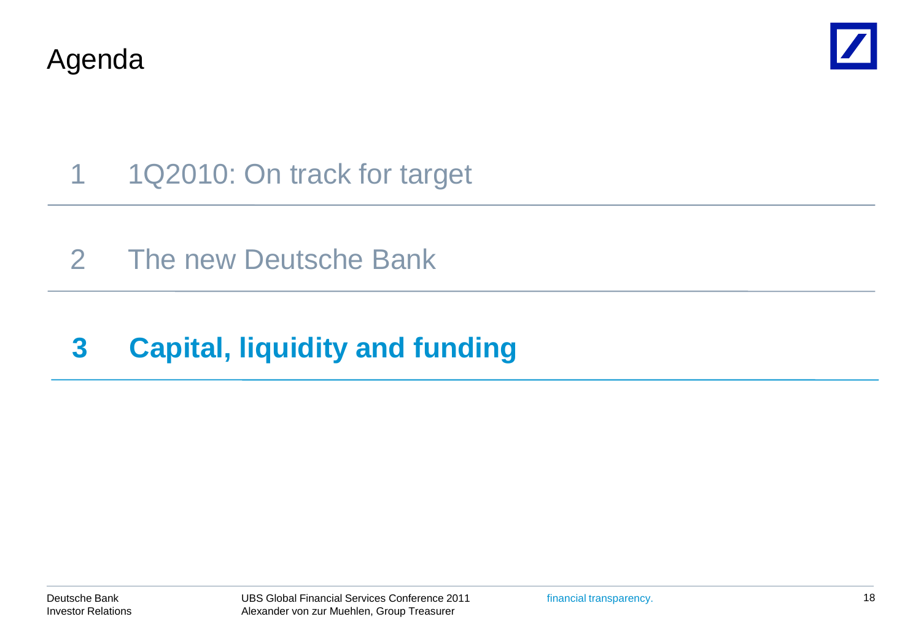# Agenda

1 1Q2010: On track for target

2 The new Deutsche Bank

**3 Capital, liquidity and funding**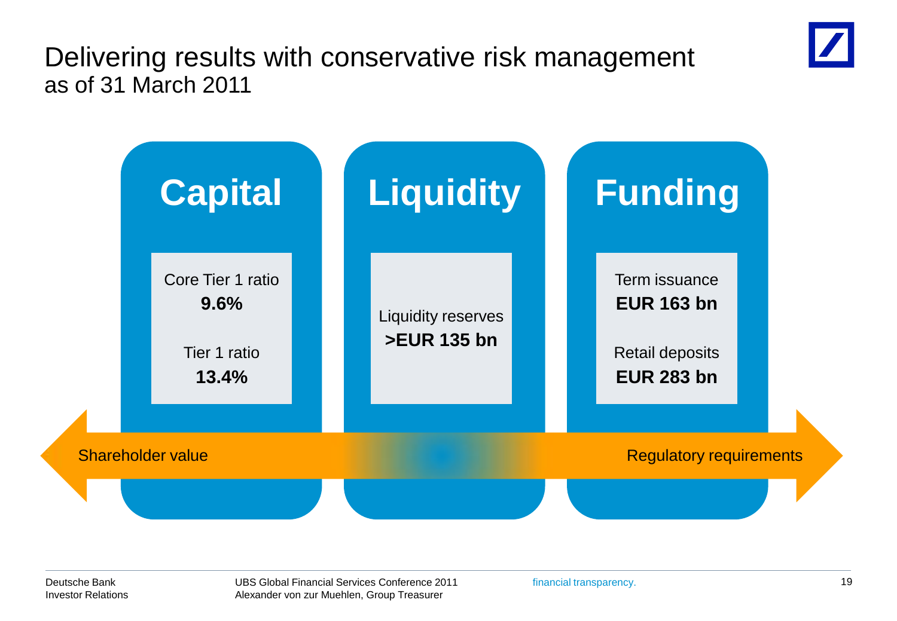# Delivering results with conservative risk management

as of 31 March 2011

## Capital

Core Tier 1 ratio
**9.6%**

Tier 1 ratio
**13.4%**

## Liquidity

Liquidity reserves
**>EUR 135 bn**

## Funding

Term issuance
**EUR 163 bn**

Retail deposits
**EUR 283 bn**

Shareholder value ⟷ Regulatory requirements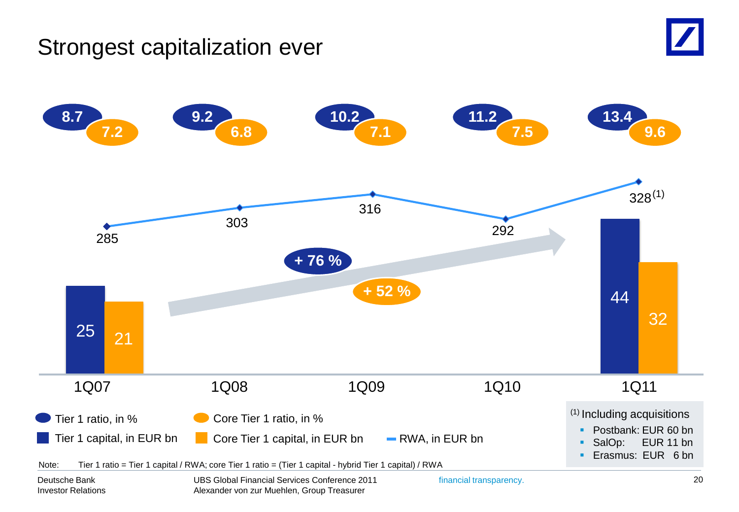# Strongest capitalization ever

| | 1Q07 | 1Q08 | 1Q09 | 1Q10 | 1Q11 |
|---|---|---|---|---|---|
| Tier 1 ratio, in % | 8.7 | 9.2 | 10.2 | 11.2 | 13.4 |
| Core Tier 1 ratio, in % | 7.2 | 6.8 | 7.1 | 7.5 | 9.6 |
| RWA, in EUR bn | 285 | 303 | 316 | 292 | 328[1] |
| Tier 1 capital, in EUR bn | 25 | | | | 44 |
| Core Tier 1 capital, in EUR bn | 21 | | | | 32 |

Tier 1 capital: + 76 %

Core Tier 1 capital: + 52 %

(1) Including acquisitions
- Postbank: EUR 60 bn
- SalOp: EUR 11 bn
- Erasmus: EUR 6 bn

Note: Tier 1 ratio = Tier 1 capital / RWA; core Tier 1 ratio = (Tier 1 capital - hybrid Tier 1 capital) / RWA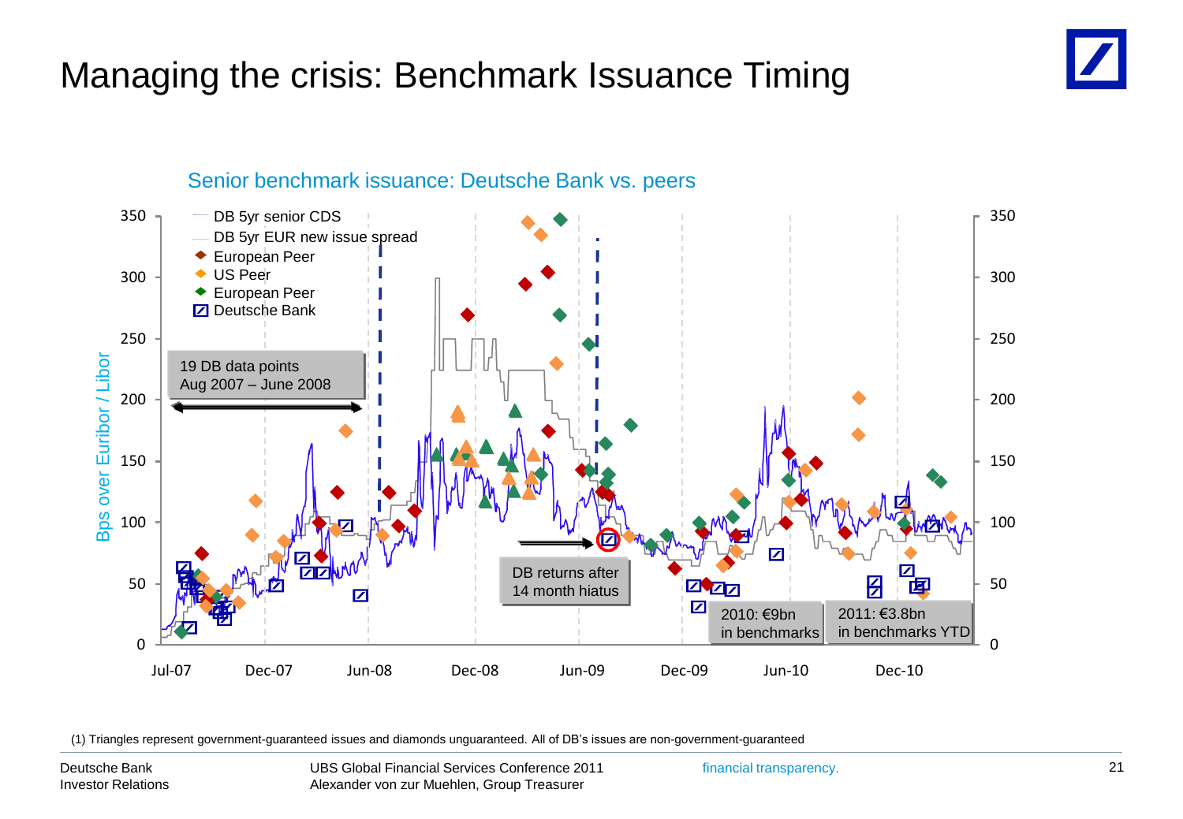# Managing the crisis: Benchmark Issuance Timing

## Senior benchmark issuance: Deutsche Bank vs. peers

Bps over Euribor / Libor

- DB 5yr senior CDS
- DB 5yr EUR new issue spread
- European Peer
- US Peer
- European Peer
- Deutsche Bank

19 DB data points
Aug 2007 – June 2008

DB returns after 14 month hiatus

2010: €9bn in benchmarks

2011: €3.8bn in benchmarks YTD

Jul-07 | Dec-07 | Jun-08 | Dec-08 | Jun-09 | Dec-09 | Jun-10 | Dec-10

(1) Triangles represent government-guaranteed issues and diamonds unguaranteed. All of DB's issues are non-government-guaranteed

Deutsche Bank
Investor Relations

UBS Global Financial Services Conference 2011
Alexander von zur Muehlen, Group Treasurer

financial transparency.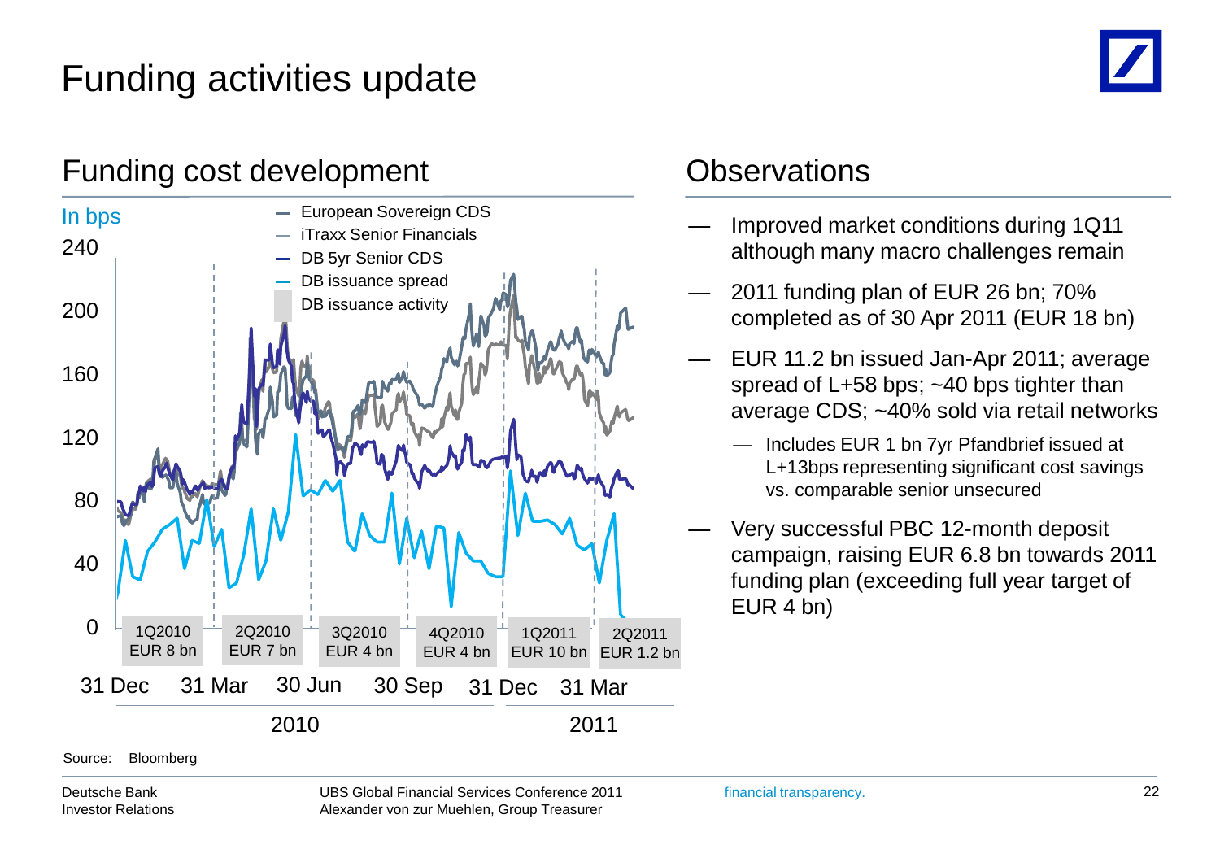# Funding activities update

## Funding cost development

In bps

- European Sovereign CDS
- iTraxx Senior Financials
- DB 5yr Senior CDS
- DB issuance spread
- DB issuance activity

| 1Q2010 | 2Q2010 | 3Q2010 | 4Q2010 | 1Q2011 | 2Q2011 |
|---|---|---|---|---|---|
| EUR 8 bn | EUR 7 bn | EUR 4 bn | EUR 4 bn | EUR 10 bn | EUR 1.2 bn |

31 Dec, 31 Mar, 30 Jun, 30 Sep (2010); 31 Dec, 31 Mar (2011)

Source: Bloomberg

## Observations

- Improved market conditions during 1Q11 although many macro challenges remain
- 2011 funding plan of EUR 26 bn; 70% completed as of 30 Apr 2011 (EUR 18 bn)
- EUR 11.2 bn issued Jan-Apr 2011; average spread of L+58 bps; ~40 bps tighter than average CDS; ~40% sold via retail networks
  - Includes EUR 1 bn 7yr Pfandbrief issued at L+13bps representing significant cost savings vs. comparable senior unsecured
- Very successful PBC 12-month deposit campaign, raising EUR 6.8 bn towards 2011 funding plan (exceeding full year target of EUR 4 bn)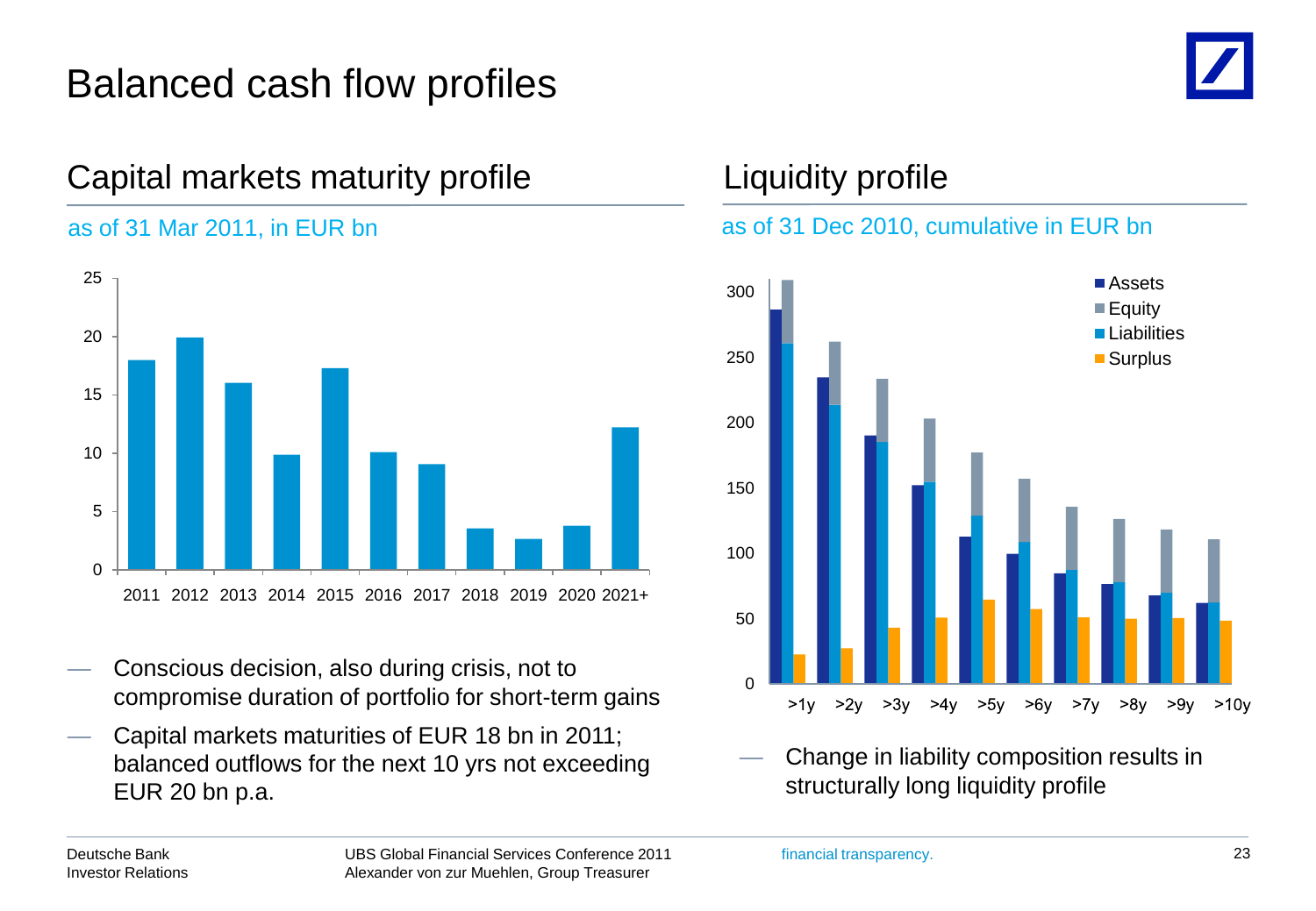# Balanced cash flow profiles

## Capital markets maturity profile

as of 31 Mar 2011, in EUR bn

- Conscious decision, also during crisis, not to compromise duration of portfolio for short-term gains
- Capital markets maturities of EUR 18 bn in 2011; balanced outflows for the next 10 yrs not exceeding EUR 20 bn p.a.

## Liquidity profile

as of 31 Dec 2010, cumulative in EUR bn

- Change in liability composition results in structurally long liquidity profile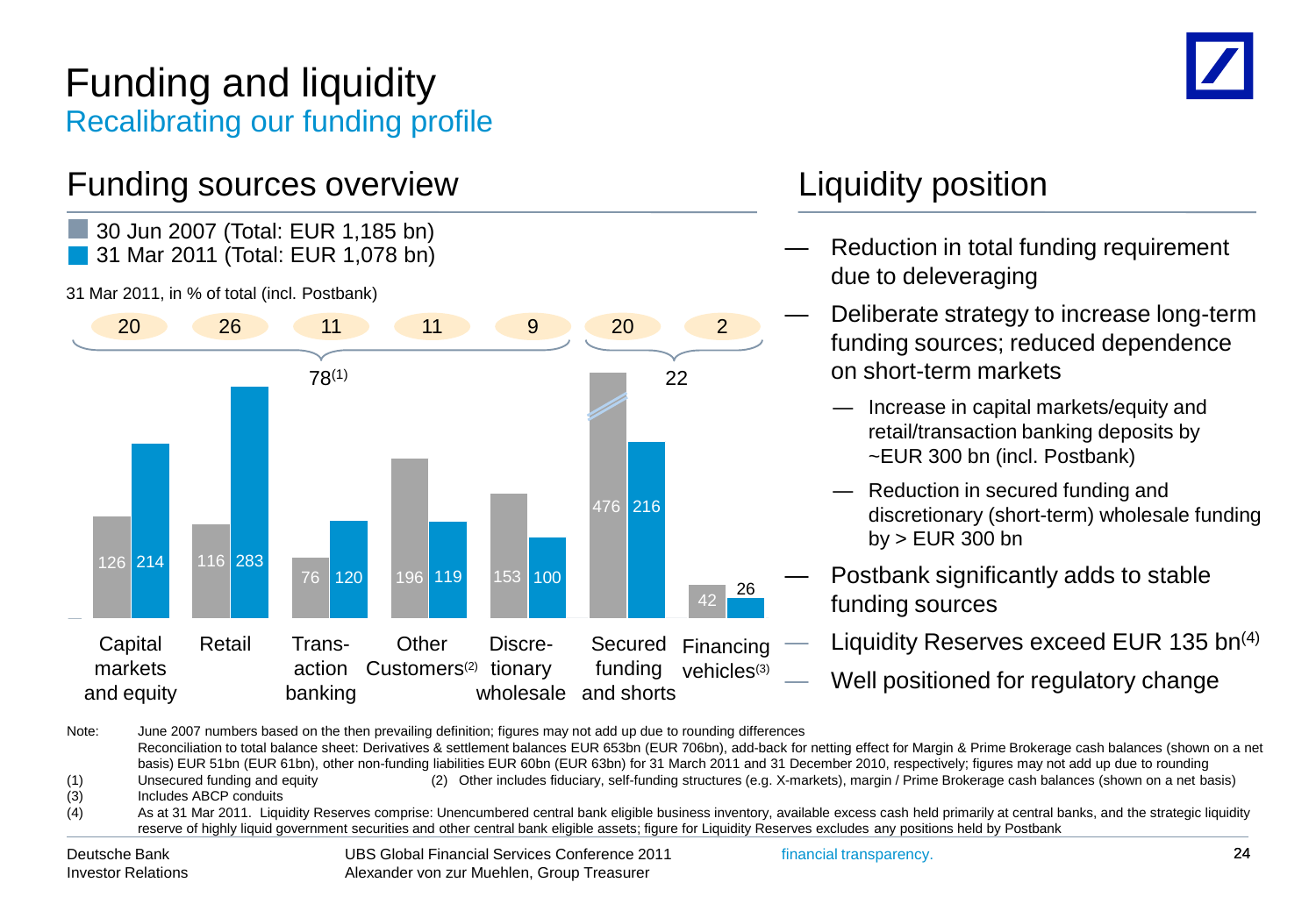# Funding and liquidity

## Recalibrating our funding profile

### Funding sources overview

- 30 Jun 2007 (Total: EUR 1,185 bn)
- 31 Mar 2011 (Total: EUR 1,078 bn)

31 Mar 2011, in % of total (incl. Postbank)

| | Capital markets and equity | Retail | Transaction banking | Other Customers[2] | Discretionary wholesale | Secured funding and shorts | Financing vehicles[3] |
|---|---|---|---|---|---|---|---|
| % of total (31 Mar 2011) | 20 | 26 | 11 | 11 | 9 | 20 | 2 |
| 30 Jun 2007 (EUR bn) | 126 | 116 | 76 | 196 | 153 | 476 | 42 |
| 31 Mar 2011 (EUR bn) | 214 | 283 | 120 | 119 | 100 | 216 | 26 |

Capital markets and equity through Discretionary wholesale: 78[1]; Secured funding and shorts and Financing vehicles: 22

### Liquidity position

- Reduction in total funding requirement due to deleveraging
- Deliberate strategy to increase long-term funding sources; reduced dependence on short-term markets
  - Increase in capital markets/equity and retail/transaction banking deposits by ~EUR 300 bn (incl. Postbank)
  - Reduction in secured funding and discretionary (short-term) wholesale funding by > EUR 300 bn
- Postbank significantly adds to stable funding sources
- Liquidity Reserves exceed EUR 135 bn[4]
- Well positioned for regulatory change

Note: June 2007 numbers based on the then prevailing definition; figures may not add up due to rounding differences
Reconciliation to total balance sheet: Derivatives & settlement balances EUR 653bn (EUR 706bn), add-back for netting effect for Margin & Prime Brokerage cash balances (shown on a net basis) EUR 51bn (EUR 61bn), other non-funding liabilities EUR 60bn (EUR 63bn) for 31 March 2011 and 31 December 2010, respectively; figures may not add up due to rounding

(1) Unsecured funding and equity
(2) Other includes fiduciary, self-funding structures (e.g. X-markets), margin / Prime Brokerage cash balances (shown on a net basis)
(3) Includes ABCP conduits
(4) As at 31 Mar 2011. Liquidity Reserves comprise: Unencumbered central bank eligible business inventory, available excess cash held primarily at central banks, and the strategic liquidity reserve of highly liquid government securities and other central bank eligible assets; figure for Liquidity Reserves excludes any positions held by Postbank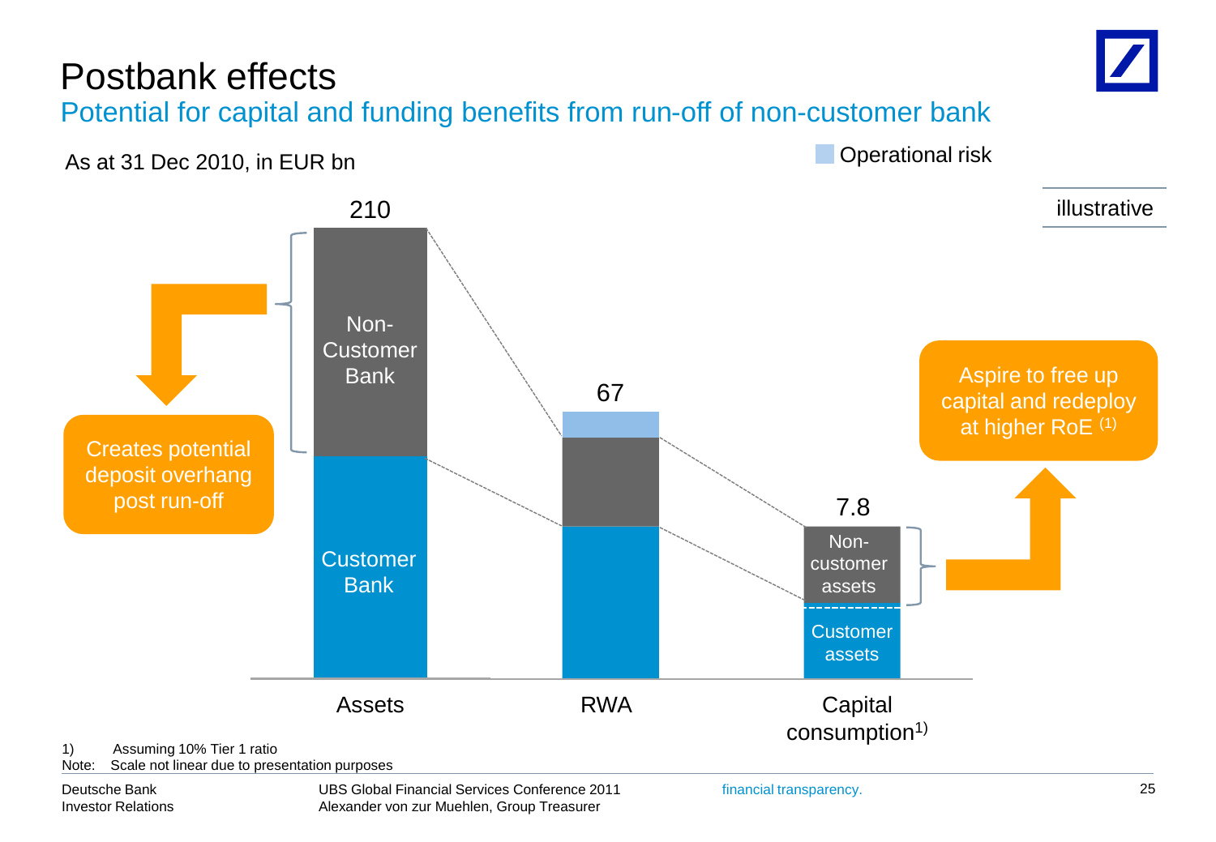# Postbank effects

## Potential for capital and funding benefits from run-off of non-customer bank

As at 31 Dec 2010, in EUR bn

Operational risk

illustrative

210

Non-Customer Bank

Customer Bank

Creates potential deposit overhang post run-off

67

7.8

Non-customer assets

Customer assets

Aspire to free up capital and redeploy at higher RoE (1)

Assets

RWA

Capital consumption[1)]

1) Assuming 10% Tier 1 ratio

Note: Scale not linear due to presentation purposes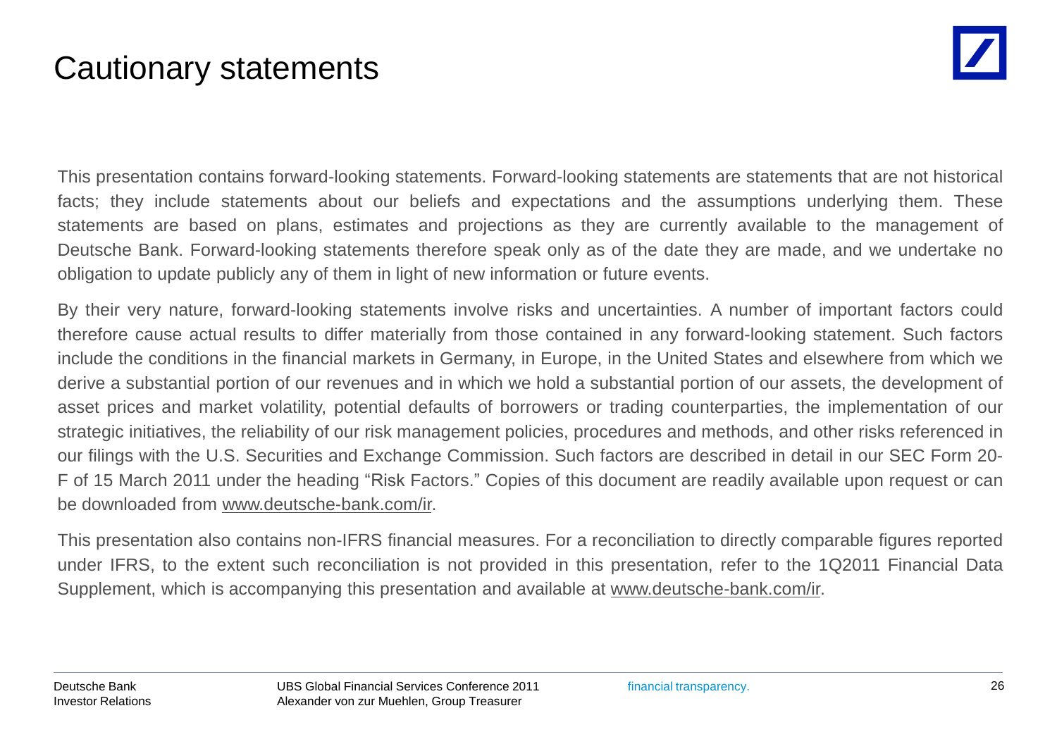# Cautionary statements

This presentation contains forward-looking statements. Forward-looking statements are statements that are not historical facts; they include statements about our beliefs and expectations and the assumptions underlying them. These statements are based on plans, estimates and projections as they are currently available to the management of Deutsche Bank. Forward-looking statements therefore speak only as of the date they are made, and we undertake no obligation to update publicly any of them in light of new information or future events.

By their very nature, forward-looking statements involve risks and uncertainties. A number of important factors could therefore cause actual results to differ materially from those contained in any forward-looking statement. Such factors include the conditions in the financial markets in Germany, in Europe, in the United States and elsewhere from which we derive a substantial portion of our revenues and in which we hold a substantial portion of our assets, the development of asset prices and market volatility, potential defaults of borrowers or trading counterparties, the implementation of our strategic initiatives, the reliability of our risk management policies, procedures and methods, and other risks referenced in our filings with the U.S. Securities and Exchange Commission. Such factors are described in detail in our SEC Form 20-F of 15 March 2011 under the heading "Risk Factors." Copies of this document are readily available upon request or can be downloaded from www.deutsche-bank.com/ir.

This presentation also contains non-IFRS financial measures. For a reconciliation to directly comparable figures reported under IFRS, to the extent such reconciliation is not provided in this presentation, refer to the 1Q2011 Financial Data Supplement, which is accompanying this presentation and available at www.deutsche-bank.com/ir.